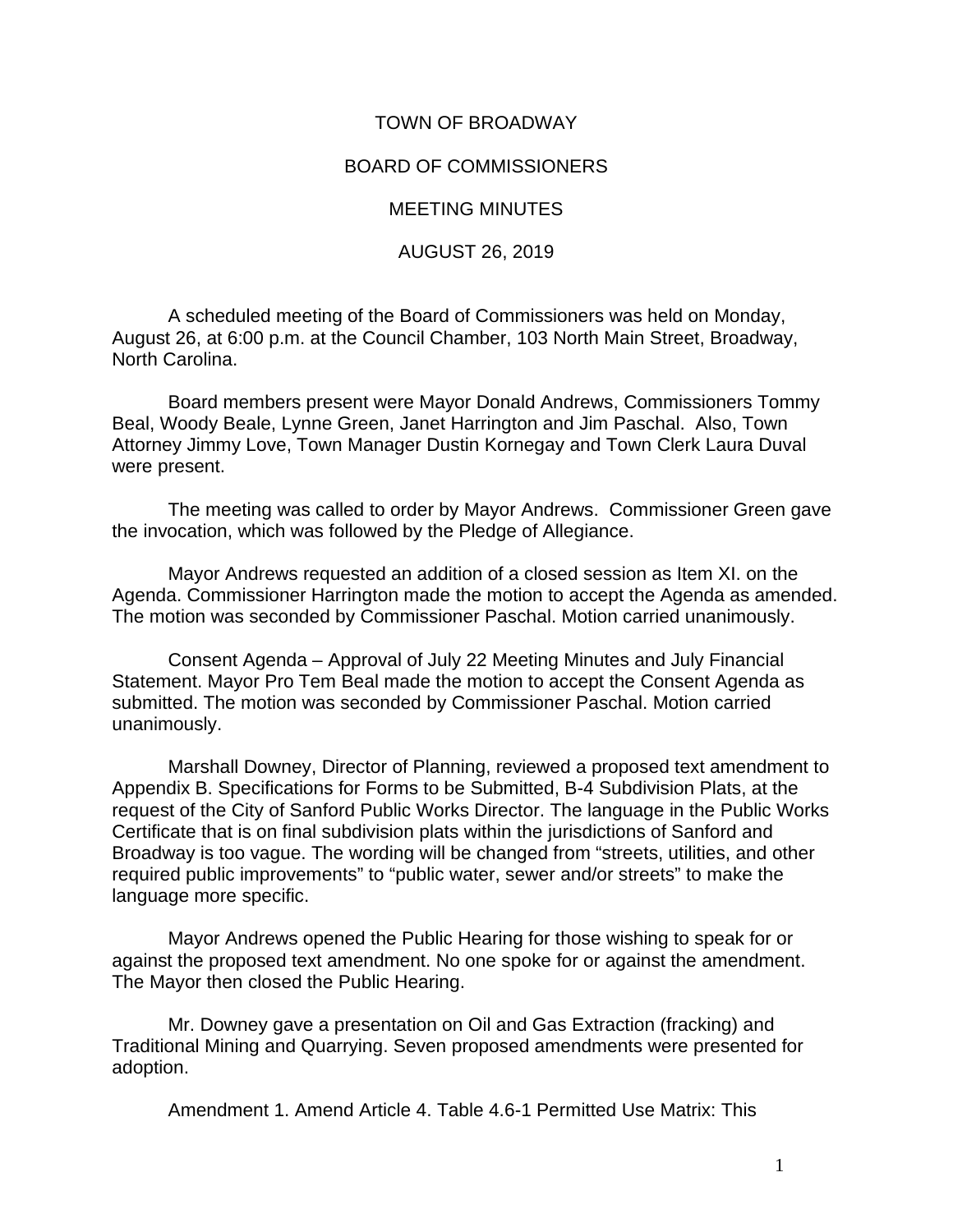# TOWN OF BROADWAY

## BOARD OF COMMISSIONERS

## MEETING MINUTES

## AUGUST 26, 2019

A scheduled meeting of the Board of Commissioners was held on Monday, August 26, at 6:00 p.m. at the Council Chamber, 103 North Main Street, Broadway, North Carolina.

Board members present were Mayor Donald Andrews, Commissioners Tommy Beal, Woody Beale, Lynne Green, Janet Harrington and Jim Paschal. Also, Town Attorney Jimmy Love, Town Manager Dustin Kornegay and Town Clerk Laura Duval were present.

The meeting was called to order by Mayor Andrews. Commissioner Green gave the invocation, which was followed by the Pledge of Allegiance.

Mayor Andrews requested an addition of a closed session as Item XI. on the Agenda. Commissioner Harrington made the motion to accept the Agenda as amended. The motion was seconded by Commissioner Paschal. Motion carried unanimously.

Consent Agenda – Approval of July 22 Meeting Minutes and July Financial Statement. Mayor Pro Tem Beal made the motion to accept the Consent Agenda as submitted. The motion was seconded by Commissioner Paschal. Motion carried unanimously.

Marshall Downey, Director of Planning, reviewed a proposed text amendment to Appendix B. Specifications for Forms to be Submitted, B-4 Subdivision Plats, at the request of the City of Sanford Public Works Director. The language in the Public Works Certificate that is on final subdivision plats within the jurisdictions of Sanford and Broadway is too vague. The wording will be changed from “streets, utilities, and other required public improvements” to “public water, sewer and/or streets” to make the language more specific.

Mayor Andrews opened the Public Hearing for those wishing to speak for or against the proposed text amendment. No one spoke for or against the amendment. The Mayor then closed the Public Hearing.

Mr. Downey gave a presentation on Oil and Gas Extraction (fracking) and Traditional Mining and Quarrying. Seven proposed amendments were presented for adoption.

Amendment 1. Amend Article 4. Table 4.6-1 Permitted Use Matrix: This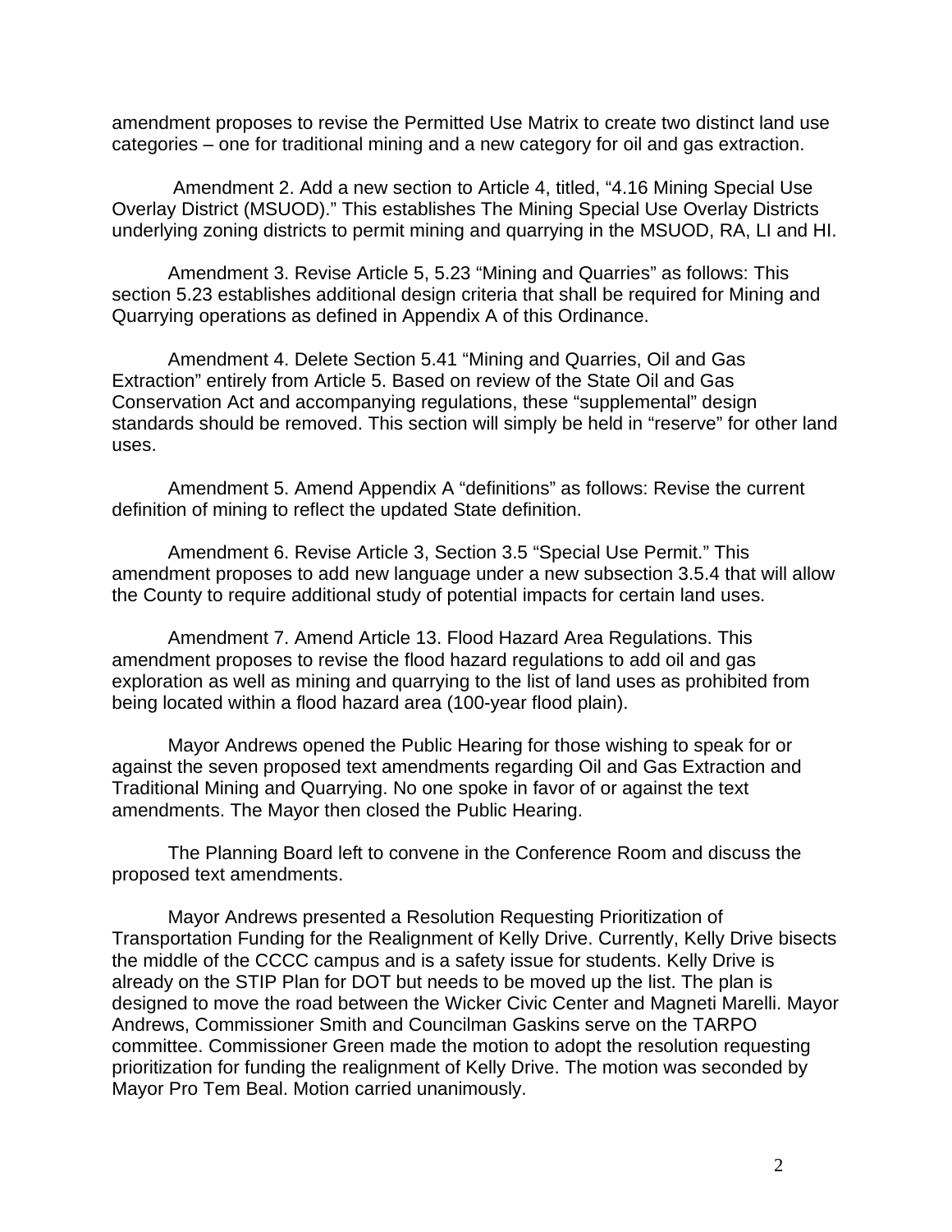amendment proposes to revise the Permitted Use Matrix to create two distinct land use categories – one for traditional mining and a new category for oil and gas extraction.

Amendment 2. Add a new section to Article 4, titled, "4.16 Mining Special Use Overlay District (MSUOD)." This establishes The Mining Special Use Overlay Districts underlying zoning districts to permit mining and quarrying in the MSUOD, RA, LI and HI.

Amendment 3. Revise Article 5, 5.23 "Mining and Quarries" as follows: This section 5.23 establishes additional design criteria that shall be required for Mining and Quarrying operations as defined in Appendix A of this Ordinance.

Amendment 4. Delete Section 5.41 "Mining and Quarries, Oil and Gas Extraction" entirely from Article 5. Based on review of the State Oil and Gas Conservation Act and accompanying regulations, these "supplemental" design standards should be removed. This section will simply be held in "reserve" for other land uses.

Amendment 5. Amend Appendix A "definitions" as follows: Revise the current definition of mining to reflect the updated State definition.

Amendment 6. Revise Article 3, Section 3.5 "Special Use Permit." This amendment proposes to add new language under a new subsection 3.5.4 that will allow the County to require additional study of potential impacts for certain land uses.

Amendment 7. Amend Article 13. Flood Hazard Area Regulations. This amendment proposes to revise the flood hazard regulations to add oil and gas exploration as well as mining and quarrying to the list of land uses as prohibited from being located within a flood hazard area (100-year flood plain).

Mayor Andrews opened the Public Hearing for those wishing to speak for or against the seven proposed text amendments regarding Oil and Gas Extraction and Traditional Mining and Quarrying. No one spoke in favor of or against the text amendments. The Mayor then closed the Public Hearing.

The Planning Board left to convene in the Conference Room and discuss the proposed text amendments.

Mayor Andrews presented a Resolution Requesting Prioritization of Transportation Funding for the Realignment of Kelly Drive. Currently, Kelly Drive bisects the middle of the CCCC campus and is a safety issue for students. Kelly Drive is already on the STIP Plan for DOT but needs to be moved up the list. The plan is designed to move the road between the Wicker Civic Center and Magneti Marelli. Mayor Andrews, Commissioner Smith and Councilman Gaskins serve on the TARPO committee. Commissioner Green made the motion to adopt the resolution requesting prioritization for funding the realignment of Kelly Drive. The motion was seconded by Mayor Pro Tem Beal. Motion carried unanimously.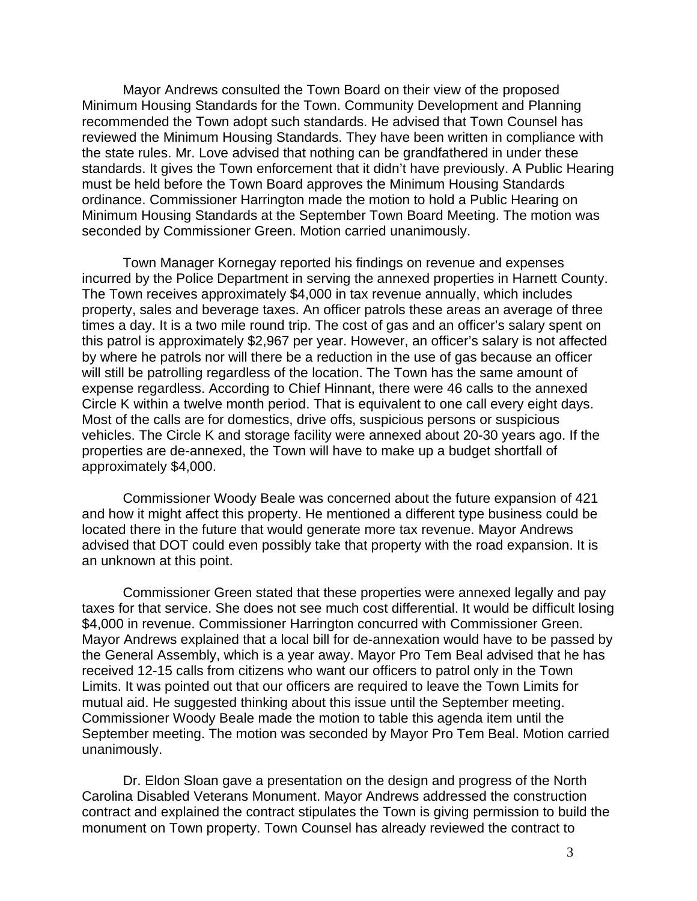Mayor Andrews consulted the Town Board on their view of the proposed Minimum Housing Standards for the Town. Community Development and Planning recommended the Town adopt such standards. He advised that Town Counsel has reviewed the Minimum Housing Standards. They have been written in compliance with the state rules. Mr. Love advised that nothing can be grandfathered in under these standards. It gives the Town enforcement that it didn't have previously. A Public Hearing must be held before the Town Board approves the Minimum Housing Standards ordinance. Commissioner Harrington made the motion to hold a Public Hearing on Minimum Housing Standards at the September Town Board Meeting. The motion was seconded by Commissioner Green. Motion carried unanimously.

Town Manager Kornegay reported his findings on revenue and expenses incurred by the Police Department in serving the annexed properties in Harnett County. The Town receives approximately $4,000 in tax revenue annually, which includes property, sales and beverage taxes. An officer patrols these areas an average of three times a day. It is a two mile round trip. The cost of gas and an officer's salary spent on this patrol is approximately $2,967 per year. However, an officer's salary is not affected by where he patrols nor will there be a reduction in the use of gas because an officer will still be patrolling regardless of the location. The Town has the same amount of expense regardless. According to Chief Hinnant, there were 46 calls to the annexed Circle K within a twelve month period. That is equivalent to one call every eight days. Most of the calls are for domestics, drive offs, suspicious persons or suspicious vehicles. The Circle K and storage facility were annexed about 20-30 years ago. If the properties are de-annexed, the Town will have to make up a budget shortfall of approximately $4,000.

Commissioner Woody Beale was concerned about the future expansion of 421 and how it might affect this property. He mentioned a different type business could be located there in the future that would generate more tax revenue. Mayor Andrews advised that DOT could even possibly take that property with the road expansion. It is an unknown at this point.

Commissioner Green stated that these properties were annexed legally and pay taxes for that service. She does not see much cost differential. It would be difficult losing $4,000 in revenue. Commissioner Harrington concurred with Commissioner Green. Mayor Andrews explained that a local bill for de-annexation would have to be passed by the General Assembly, which is a year away. Mayor Pro Tem Beal advised that he has received 12-15 calls from citizens who want our officers to patrol only in the Town Limits. It was pointed out that our officers are required to leave the Town Limits for mutual aid. He suggested thinking about this issue until the September meeting. Commissioner Woody Beale made the motion to table this agenda item until the September meeting. The motion was seconded by Mayor Pro Tem Beal. Motion carried unanimously.

Dr. Eldon Sloan gave a presentation on the design and progress of the North Carolina Disabled Veterans Monument. Mayor Andrews addressed the construction contract and explained the contract stipulates the Town is giving permission to build the monument on Town property. Town Counsel has already reviewed the contract to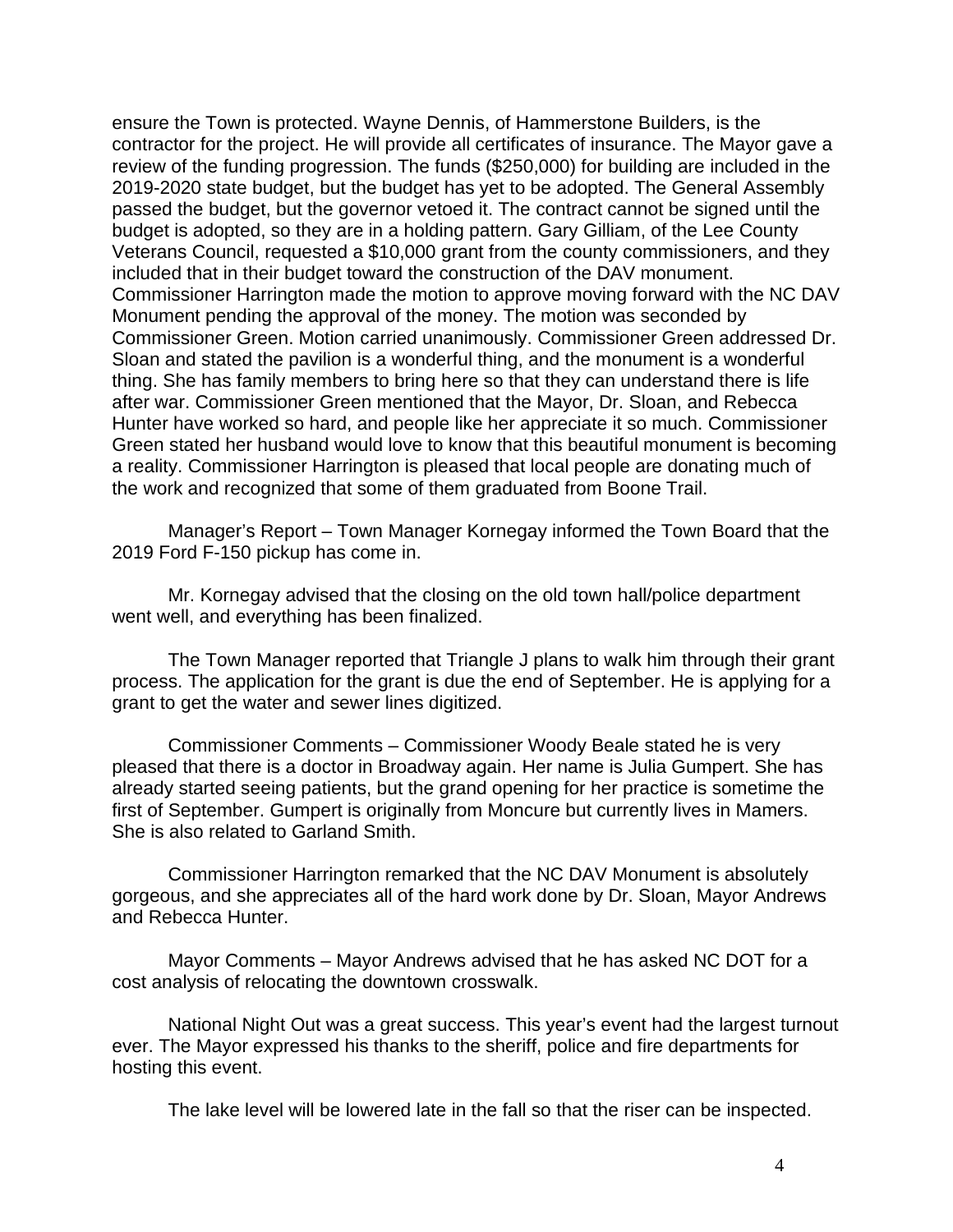ensure the Town is protected. Wayne Dennis, of Hammerstone Builders, is the contractor for the project. He will provide all certificates of insurance. The Mayor gave a review of the funding progression. The funds ($250,000) for building are included in the 2019-2020 state budget, but the budget has yet to be adopted. The General Assembly passed the budget, but the governor vetoed it. The contract cannot be signed until the budget is adopted, so they are in a holding pattern. Gary Gilliam, of the Lee County Veterans Council, requested a $10,000 grant from the county commissioners, and they included that in their budget toward the construction of the DAV monument. Commissioner Harrington made the motion to approve moving forward with the NC DAV Monument pending the approval of the money. The motion was seconded by Commissioner Green. Motion carried unanimously. Commissioner Green addressed Dr. Sloan and stated the pavilion is a wonderful thing, and the monument is a wonderful thing. She has family members to bring here so that they can understand there is life after war. Commissioner Green mentioned that the Mayor, Dr. Sloan, and Rebecca Hunter have worked so hard, and people like her appreciate it so much. Commissioner Green stated her husband would love to know that this beautiful monument is becoming a reality. Commissioner Harrington is pleased that local people are donating much of the work and recognized that some of them graduated from Boone Trail.

Manager's Report – Town Manager Kornegay informed the Town Board that the 2019 Ford F-150 pickup has come in.

Mr. Kornegay advised that the closing on the old town hall/police department went well, and everything has been finalized.

The Town Manager reported that Triangle J plans to walk him through their grant process. The application for the grant is due the end of September. He is applying for a grant to get the water and sewer lines digitized.

Commissioner Comments – Commissioner Woody Beale stated he is very pleased that there is a doctor in Broadway again. Her name is Julia Gumpert. She has already started seeing patients, but the grand opening for her practice is sometime the first of September. Gumpert is originally from Moncure but currently lives in Mamers. She is also related to Garland Smith.

Commissioner Harrington remarked that the NC DAV Monument is absolutely gorgeous, and she appreciates all of the hard work done by Dr. Sloan, Mayor Andrews and Rebecca Hunter.

Mayor Comments – Mayor Andrews advised that he has asked NC DOT for a cost analysis of relocating the downtown crosswalk.

National Night Out was a great success. This year's event had the largest turnout ever. The Mayor expressed his thanks to the sheriff, police and fire departments for hosting this event.

The lake level will be lowered late in the fall so that the riser can be inspected.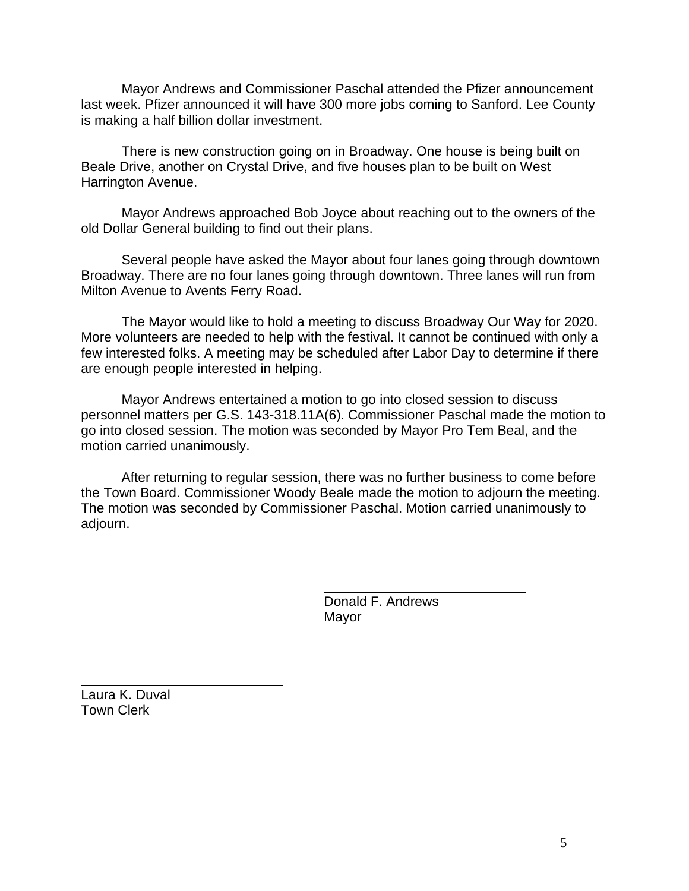Mayor Andrews and Commissioner Paschal attended the Pfizer announcement last week. Pfizer announced it will have 300 more jobs coming to Sanford. Lee County is making a half billion dollar investment.

There is new construction going on in Broadway. One house is being built on Beale Drive, another on Crystal Drive, and five houses plan to be built on West Harrington Avenue.

Mayor Andrews approached Bob Joyce about reaching out to the owners of the old Dollar General building to find out their plans.

Several people have asked the Mayor about four lanes going through downtown Broadway. There are no four lanes going through downtown. Three lanes will run from Milton Avenue to Avents Ferry Road.

The Mayor would like to hold a meeting to discuss Broadway Our Way for 2020. More volunteers are needed to help with the festival. It cannot be continued with only a few interested folks. A meeting may be scheduled after Labor Day to determine if there are enough people interested in helping.

Mayor Andrews entertained a motion to go into closed session to discuss personnel matters per G.S. 143-318.11A(6). Commissioner Paschal made the motion to go into closed session. The motion was seconded by Mayor Pro Tem Beal, and the motion carried unanimously.

After returning to regular session, there was no further business to come before the Town Board. Commissioner Woody Beale made the motion to adjourn the meeting. The motion was seconded by Commissioner Paschal. Motion carried unanimously to adjourn.

\_\_\_\_\_\_\_\_\_\_\_\_\_\_\_\_\_\_\_\_\_\_\_\_\_\_\_\_

Donald F. Andrews
Mayor

\_\_\_\_\_\_\_\_\_\_\_\_\_\_\_\_\_\_\_\_\_\_\_\_\_\_\_\_

Laura K. Duval
Town Clerk